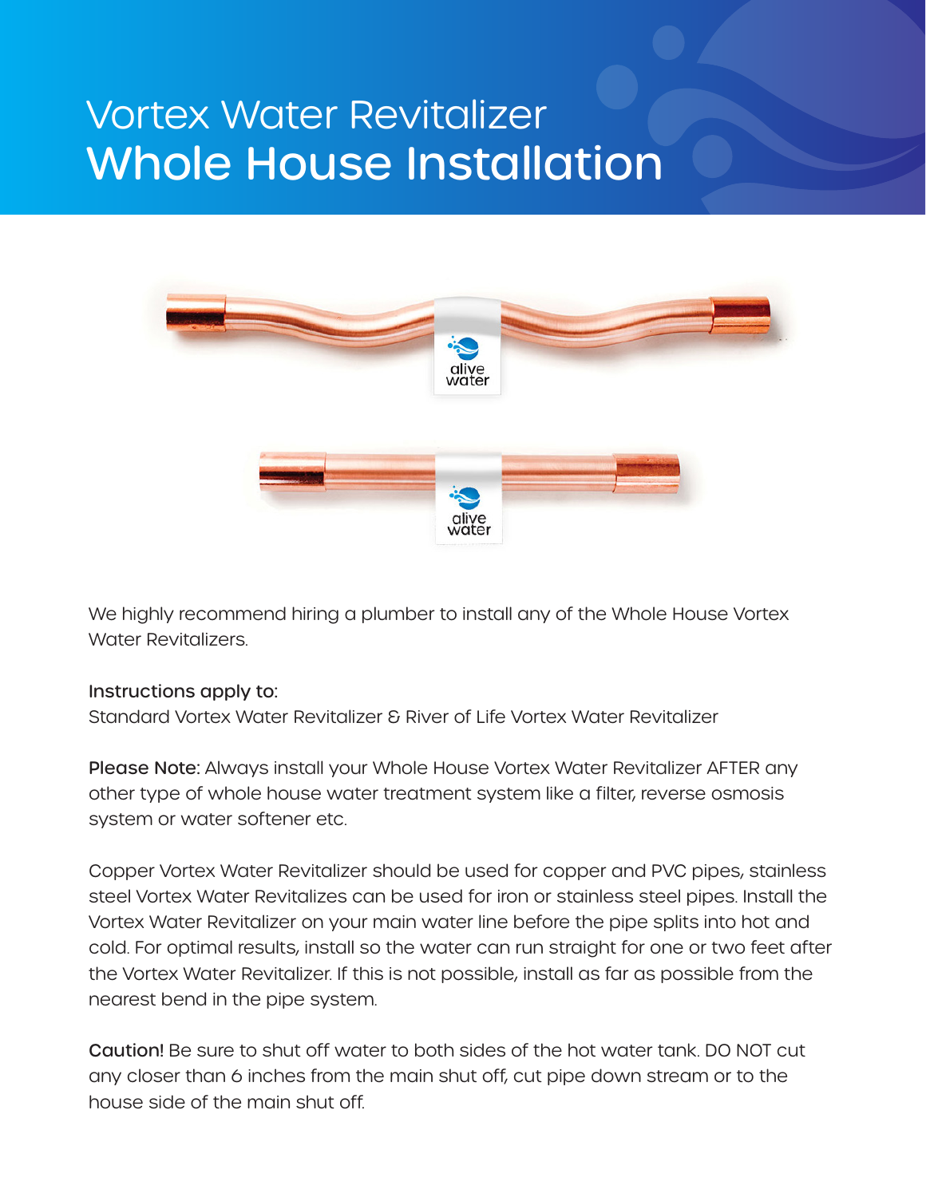# Vortex Water Revitalizer
# Whole House Installation

We highly recommend hiring a plumber to install any of the Whole House Vortex Water Revitalizers.

Instructions apply to:
Standard Vortex Water Revitalizer & River of Life Vortex Water Revitalizer

**Please Note:** Always install your Whole House Vortex Water Revitalizer AFTER any other type of whole house water treatment system like a filter, reverse osmosis system or water softener etc.

Copper Vortex Water Revitalizer should be used for copper and PVC pipes, stainless steel Vortex Water Revitalizes can be used for iron or stainless steel pipes. Install the Vortex Water Revitalizer on your main water line before the pipe splits into hot and cold. For optimal results, install so the water can run straight for one or two feet after the Vortex Water Revitalizer. If this is not possible, install as far as possible from the nearest bend in the pipe system.

**Caution!** Be sure to shut off water to both sides of the hot water tank. DO NOT cut any closer than 6 inches from the main shut off, cut pipe down stream or to the house side of the main shut off.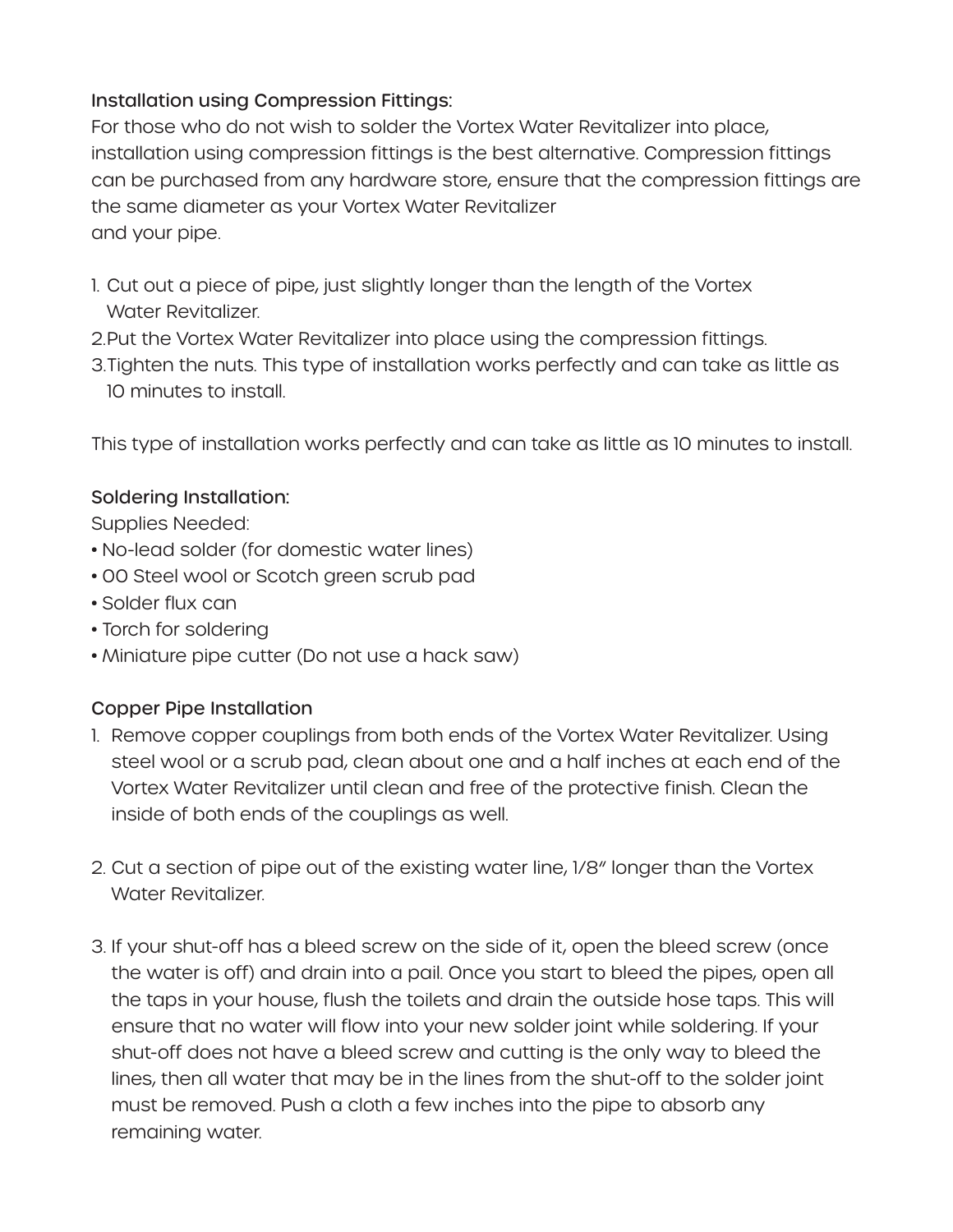### Installation using Compression Fittings:

For those who do not wish to solder the Vortex Water Revitalizer into place, installation using compression fittings is the best alternative. Compression fittings can be purchased from any hardware store, ensure that the compression fittings are the same diameter as your Vortex Water Revitalizer and your pipe.

1. Cut out a piece of pipe, just slightly longer than the length of the Vortex Water Revitalizer.
2. Put the Vortex Water Revitalizer into place using the compression fittings.
3. Tighten the nuts. This type of installation works perfectly and can take as little as 10 minutes to install.

This type of installation works perfectly and can take as little as 10 minutes to install.

### Soldering Installation:

Supplies Needed:

- No-lead solder (for domestic water lines)
- 00 Steel wool or Scotch green scrub pad
- Solder flux can
- Torch for soldering
- Miniature pipe cutter (Do not use a hack saw)

### Copper Pipe Installation

1. Remove copper couplings from both ends of the Vortex Water Revitalizer. Using steel wool or a scrub pad, clean about one and a half inches at each end of the Vortex Water Revitalizer until clean and free of the protective finish. Clean the inside of both ends of the couplings as well.

2. Cut a section of pipe out of the existing water line, 1/8″ longer than the Vortex Water Revitalizer.

3. If your shut-off has a bleed screw on the side of it, open the bleed screw (once the water is off) and drain into a pail. Once you start to bleed the pipes, open all the taps in your house, flush the toilets and drain the outside hose taps. This will ensure that no water will flow into your new solder joint while soldering. If your shut-off does not have a bleed screw and cutting is the only way to bleed the lines, then all water that may be in the lines from the shut-off to the solder joint must be removed. Push a cloth a few inches into the pipe to absorb any remaining water.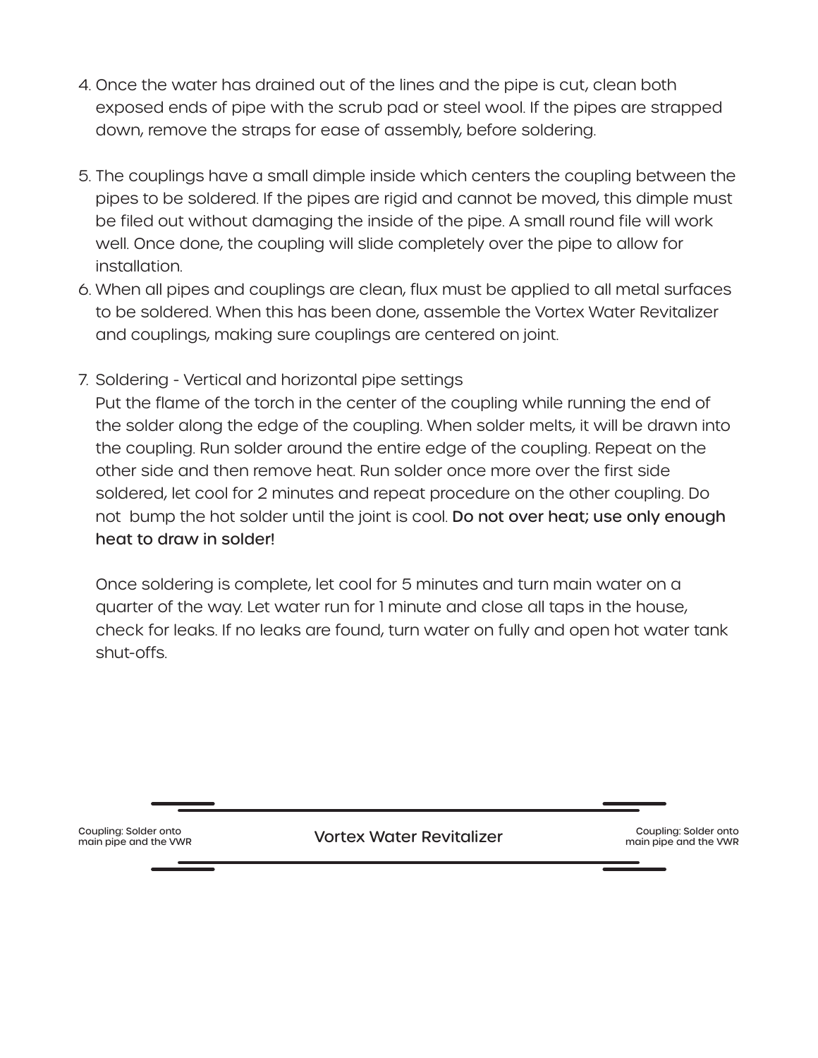4. Once the water has drained out of the lines and the pipe is cut, clean both exposed ends of pipe with the scrub pad or steel wool. If the pipes are strapped down, remove the straps for ease of assembly, before soldering.

5. The couplings have a small dimple inside which centers the coupling between the pipes to be soldered. If the pipes are rigid and cannot be moved, this dimple must be filed out without damaging the inside of the pipe. A small round file will work well. Once done, the coupling will slide completely over the pipe to allow for installation.
6. When all pipes and couplings are clean, flux must be applied to all metal surfaces to be soldered. When this has been done, assemble the Vortex Water Revitalizer and couplings, making sure couplings are centered on joint.

7. Soldering - Vertical and horizontal pipe settings
   Put the flame of the torch in the center of the coupling while running the end of the solder along the edge of the coupling. When solder melts, it will be drawn into the coupling. Run solder around the entire edge of the coupling. Repeat on the other side and then remove heat. Run solder once more over the first side soldered, let cool for 2 minutes and repeat procedure on the other coupling. Do not bump the hot solder until the joint is cool. **Do not over heat; use only enough heat to draw in solder!**

   Once soldering is complete, let cool for 5 minutes and turn main water on a quarter of the way. Let water run for 1 minute and close all taps in the house, check for leaks. If no leaks are found, turn water on fully and open hot water tank shut-offs.

Coupling: Solder onto main pipe and the VWR

Vortex Water Revitalizer

Coupling: Solder onto main pipe and the VWR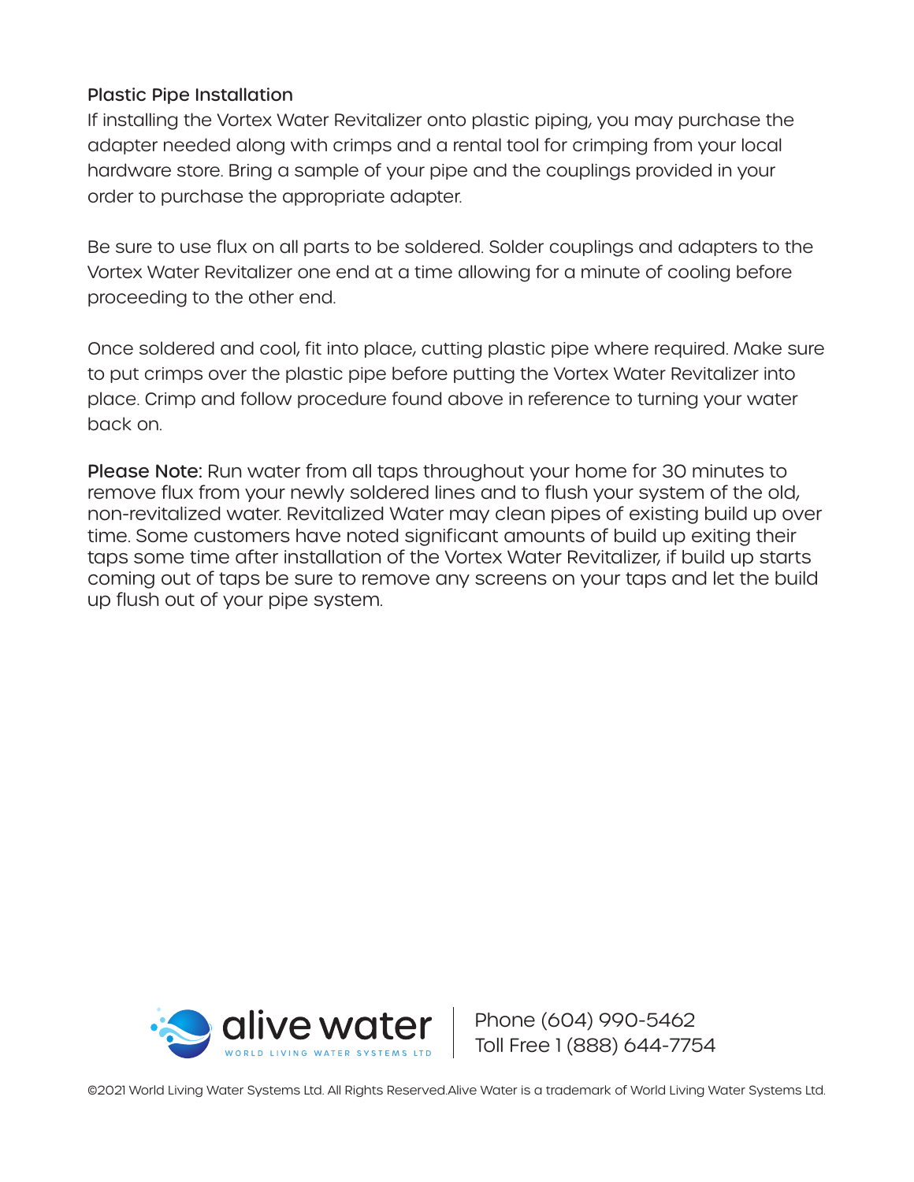## Plastic Pipe Installation

If installing the Vortex Water Revitalizer onto plastic piping, you may purchase the adapter needed along with crimps and a rental tool for crimping from your local hardware store. Bring a sample of your pipe and the couplings provided in your order to purchase the appropriate adapter.

Be sure to use flux on all parts to be soldered. Solder couplings and adapters to the Vortex Water Revitalizer one end at a time allowing for a minute of cooling before proceeding to the other end.

Once soldered and cool, fit into place, cutting plastic pipe where required. Make sure to put crimps over the plastic pipe before putting the Vortex Water Revitalizer into place. Crimp and follow procedure found above in reference to turning your water back on.

**Please Note:** Run water from all taps throughout your home for 30 minutes to remove flux from your newly soldered lines and to flush your system of the old, non-revitalized water. Revitalized Water may clean pipes of existing build up over time. Some customers have noted significant amounts of build up exiting their taps some time after installation of the Vortex Water Revitalizer, if build up starts coming out of taps be sure to remove any screens on your taps and let the build up flush out of your pipe system.

alive water
WORLD LIVING WATER SYSTEMS LTD

Phone (604) 990-5462
Toll Free 1 (888) 644-7754

©2021 World Living Water Systems Ltd. All Rights Reserved.Alive Water is a trademark of World Living Water Systems Ltd.